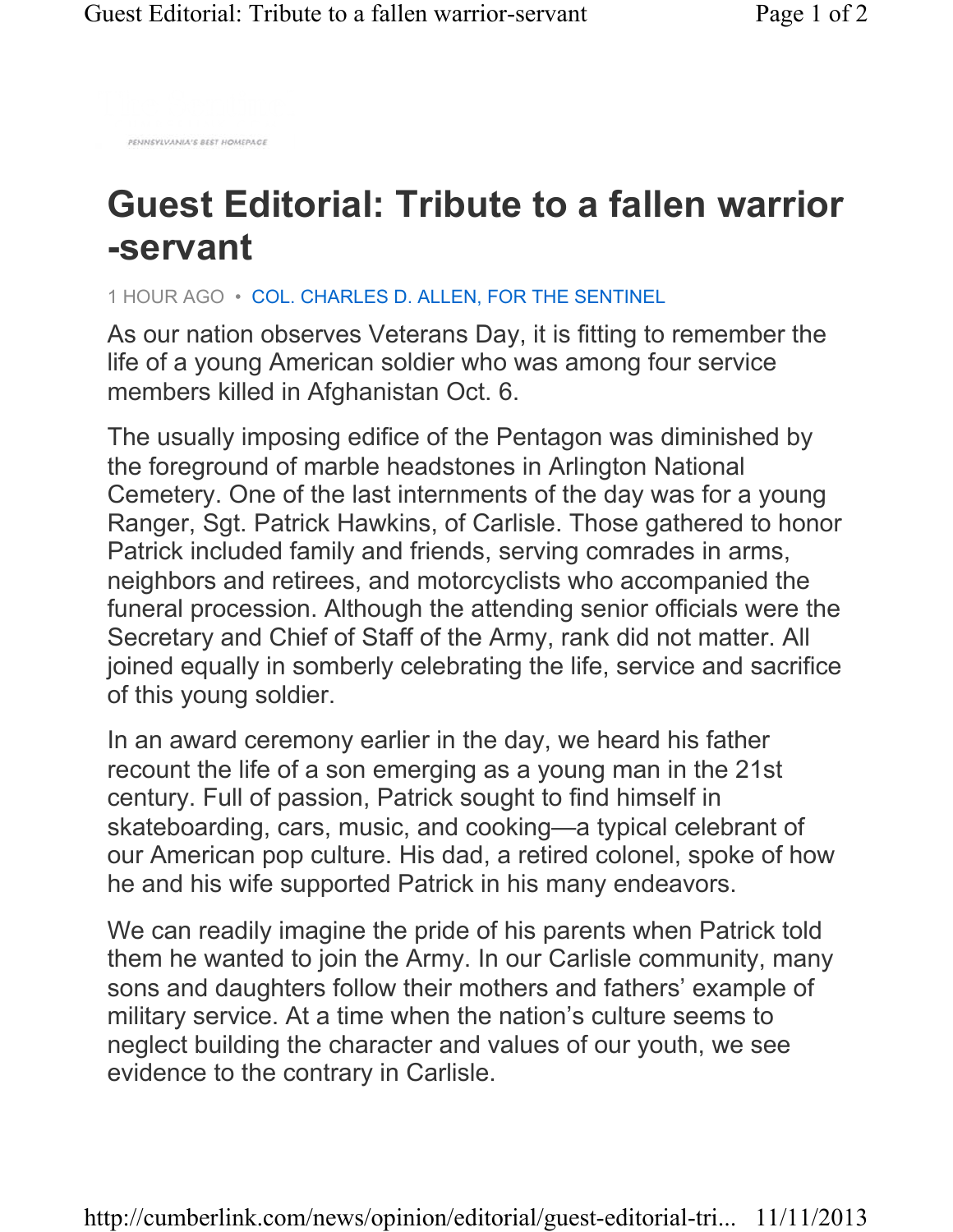PENNSYLVANIA'S BEST HOMEPAGE

# Guest Editorial: Tribute to a fallen warrior -servant

1 HOUR AGO • COL. CHARLES D. ALLEN, FOR THE SENTINEL

As our nation observes Veterans Day, it is fitting to remember the life of a young American soldier who was among four service members killed in Afghanistan Oct. 6.

The usually imposing edifice of the Pentagon was diminished by the foreground of marble headstones in Arlington National Cemetery. One of the last internments of the day was for a young Ranger, Sgt. Patrick Hawkins, of Carlisle. Those gathered to honor Patrick included family and friends, serving comrades in arms, neighbors and retirees, and motorcyclists who accompanied the funeral procession. Although the attending senior officials were the Secretary and Chief of Staff of the Army, rank did not matter. All joined equally in somberly celebrating the life, service and sacrifice of this young soldier.

In an award ceremony earlier in the day, we heard his father recount the life of a son emerging as a young man in the 21st century. Full of passion, Patrick sought to find himself in skateboarding, cars, music, and cooking—a typical celebrant of our American pop culture. His dad, a retired colonel, spoke of how he and his wife supported Patrick in his many endeavors.

We can readily imagine the pride of his parents when Patrick told them he wanted to join the Army. In our Carlisle community, many sons and daughters follow their mothers and fathers' example of military service. At a time when the nation's culture seems to neglect building the character and values of our youth, we see evidence to the contrary in Carlisle.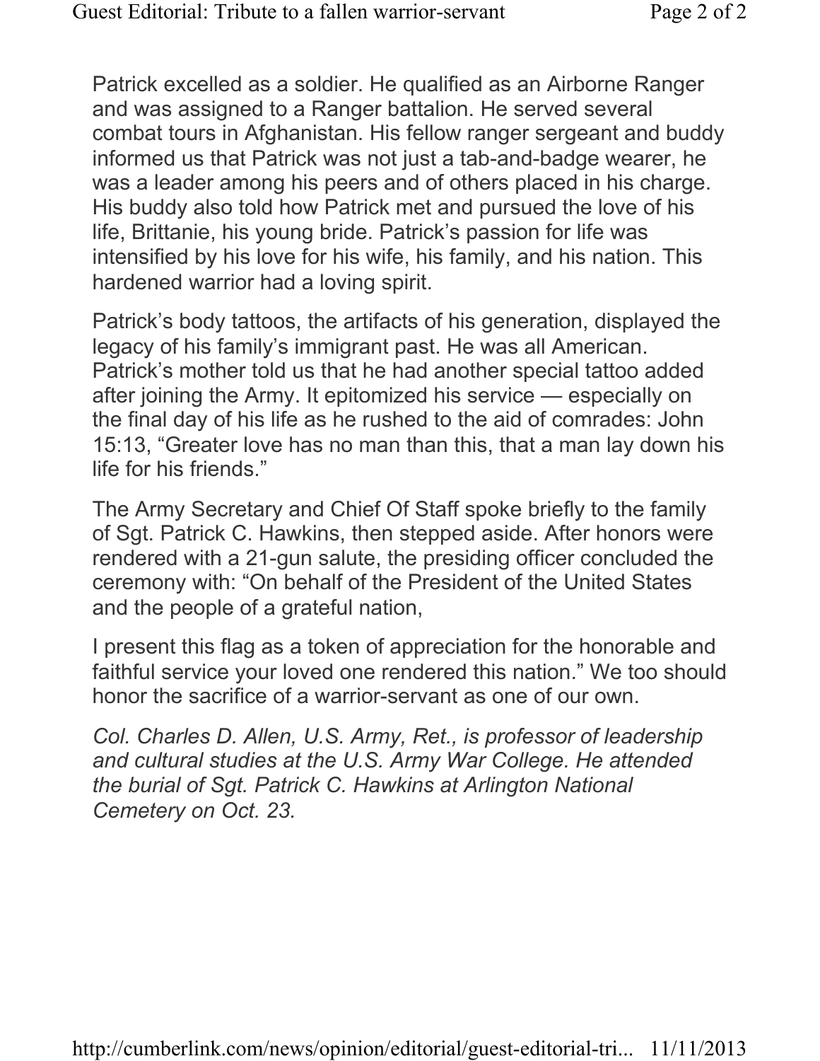Patrick excelled as a soldier. He qualified as an Airborne Ranger and was assigned to a Ranger battalion. He served several combat tours in Afghanistan. His fellow ranger sergeant and buddy informed us that Patrick was not just a tab-and-badge wearer, he was a leader among his peers and of others placed in his charge. His buddy also told how Patrick met and pursued the love of his life, Brittanie, his young bride. Patrick's passion for life was intensified by his love for his wife, his family, and his nation. This hardened warrior had a loving spirit.

Patrick's body tattoos, the artifacts of his generation, displayed the legacy of his family's immigrant past. He was all American. Patrick's mother told us that he had another special tattoo added after joining the Army. It epitomized his service — especially on the final day of his life as he rushed to the aid of comrades: John 15:13, "Greater love has no man than this, that a man lay down his life for his friends."

The Army Secretary and Chief Of Staff spoke briefly to the family of Sgt. Patrick C. Hawkins, then stepped aside. After honors were rendered with a 21-gun salute, the presiding officer concluded the ceremony with: "On behalf of the President of the United States and the people of a grateful nation,

I present this flag as a token of appreciation for the honorable and faithful service your loved one rendered this nation." We too should honor the sacrifice of a warrior-servant as one of our own.

*Col. Charles D. Allen, U.S. Army, Ret., is professor of leadership and cultural studies at the U.S. Army War College. He attended the burial of Sgt. Patrick C. Hawkins at Arlington National Cemetery on Oct. 23.*